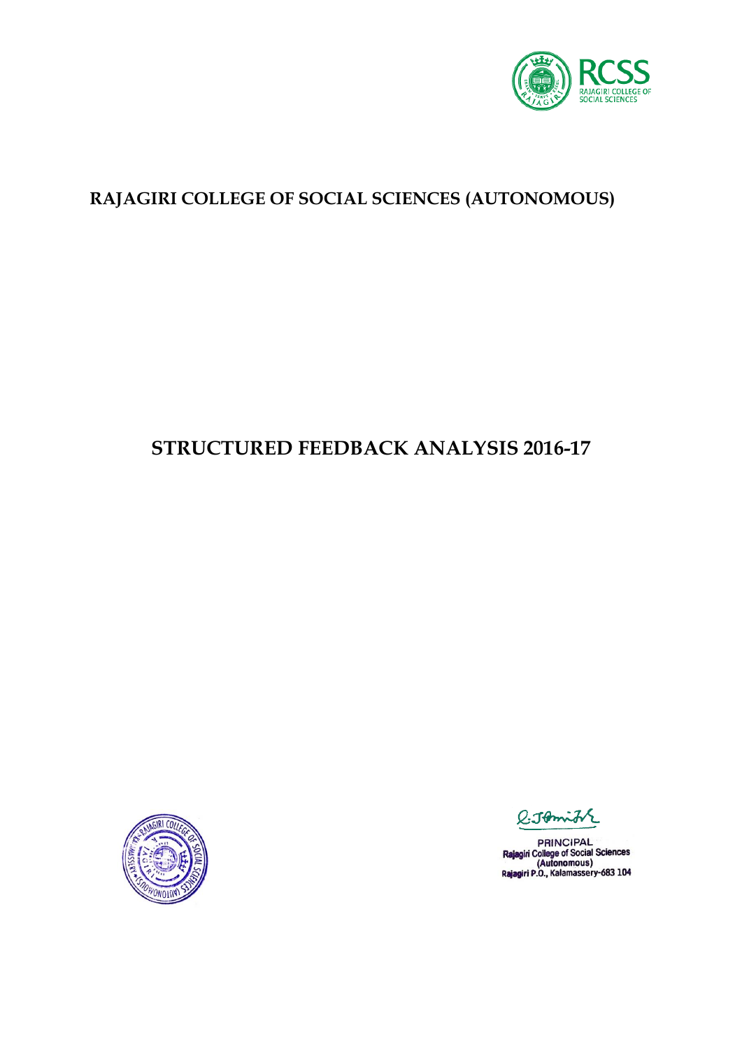RCSS
RAJAGIRI COLLEGE OF SOCIAL SCIENCES

# RAJAGIRI COLLEGE OF SOCIAL SCIENCES (AUTONOMOUS)

# STRUCTURED FEEDBACK ANALYSIS 2016-17

PRINCIPAL
Rajagiri College of Social Sciences
(Autonomous)
Rajagiri P.O., Kalamassery-683 104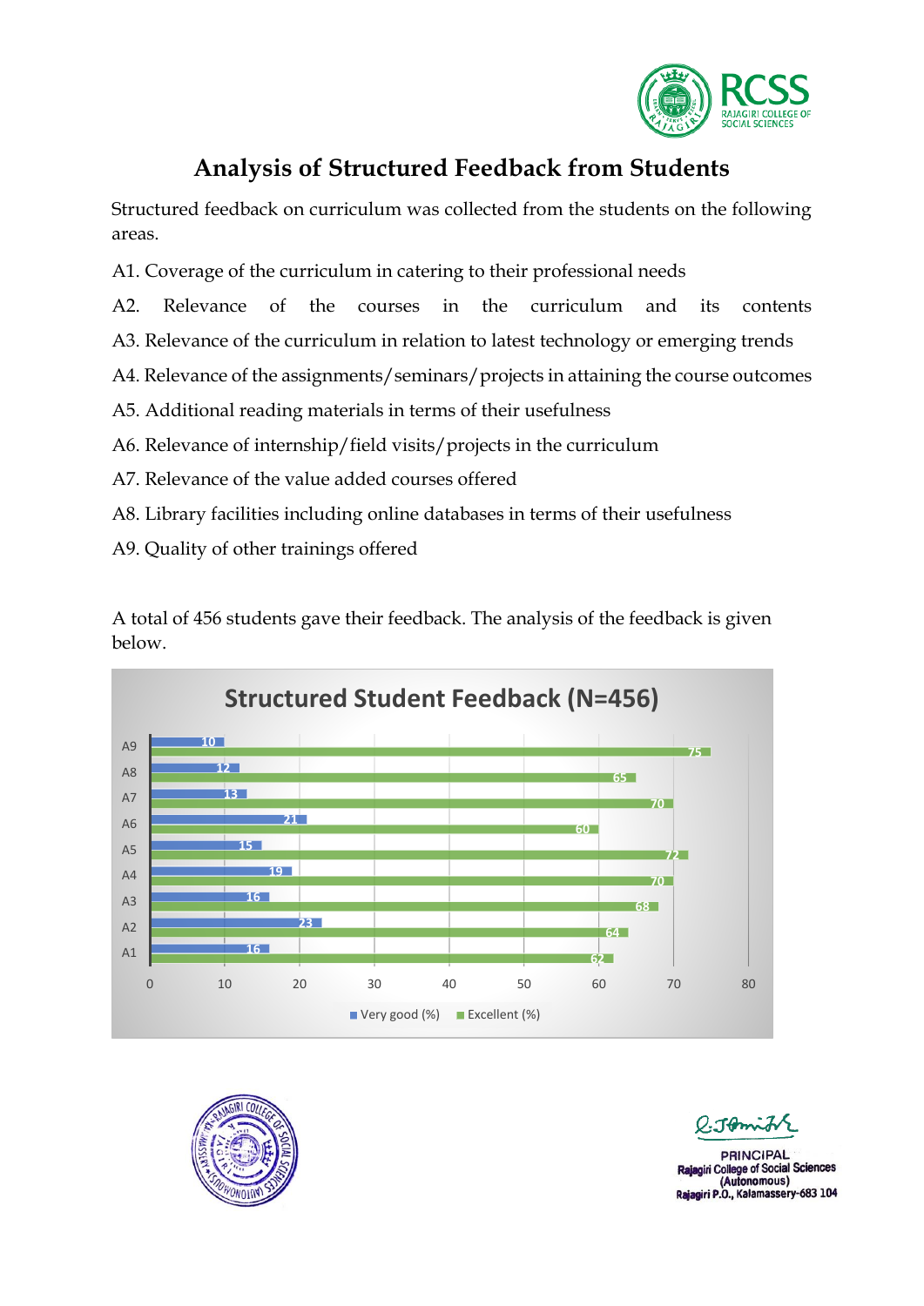# Analysis of Structured Feedback from Students

Structured feedback on curriculum was collected from the students on the following areas.

A1. Coverage of the curriculum in catering to their professional needs

A2. Relevance of the courses in the curriculum and its contents

A3. Relevance of the curriculum in relation to latest technology or emerging trends

A4. Relevance of the assignments/seminars/projects in attaining the course outcomes

A5. Additional reading materials in terms of their usefulness

A6. Relevance of internship/field visits/projects in the curriculum

A7. Relevance of the value added courses offered

A8. Library facilities including online databases in terms of their usefulness

A9. Quality of other trainings offered

A total of 456 students gave their feedback. The analysis of the feedback is given below.

**Structured Student Feedback (N=456)**

| Area | Very good (%) | Excellent (%) |
|---|---|---|
| A1 | 16 | 62 |
| A2 | 23 | 64 |
| A3 | 16 | 68 |
| A4 | 19 | 70 |
| A5 | 15 | 72 |
| A6 | 21 | 60 |
| A7 | 13 | 70 |
| A8 | 12 | 65 |
| A9 | 10 | 75 |

PRINCIPAL
Rajagiri College of Social Sciences
(Autonomous)
Rajagiri P.O., Kalamassery-683 104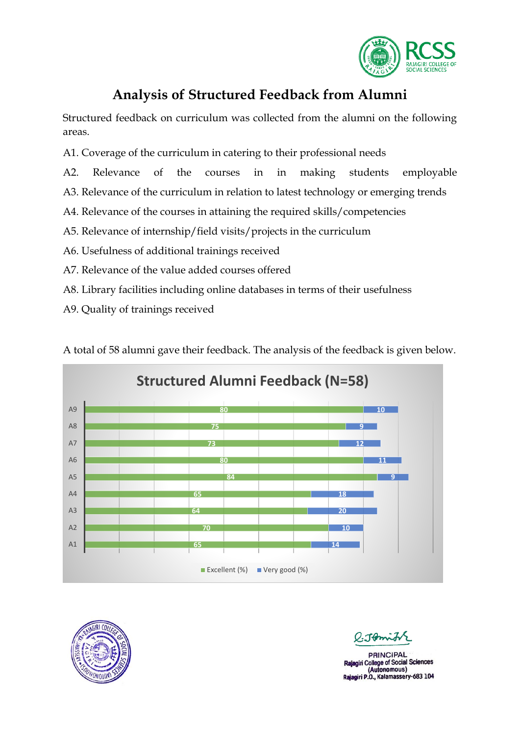# Analysis of Structured Feedback from Alumni

Structured feedback on curriculum was collected from the alumni on the following areas.

A1. Coverage of the curriculum in catering to their professional needs

A2. Relevance of the courses in in making students employable

A3. Relevance of the curriculum in relation to latest technology or emerging trends

A4. Relevance of the courses in attaining the required skills/competencies

A5. Relevance of internship/field visits/projects in the curriculum

A6. Usefulness of additional trainings received

A7. Relevance of the value added courses offered

A8. Library facilities including online databases in terms of their usefulness

A9. Quality of trainings received

A total of 58 alumni gave their feedback. The analysis of the feedback is given below.

**Structured Alumni Feedback (N=58)**

| | Excellent (%) | Very good (%) |
|---|---|---|
| A9 | 80 | 10 |
| A8 | 75 | 9 |
| A7 | 73 | 12 |
| A6 | 80 | 11 |
| A5 | 84 | 9 |
| A4 | 65 | 18 |
| A3 | 64 | 20 |
| A2 | 70 | 10 |
| A1 | 65 | 14 |

PRINCIPAL
Rajagiri College of Social Sciences
(Autonomous)
Rajagiri P.O., Kalamassery-683 104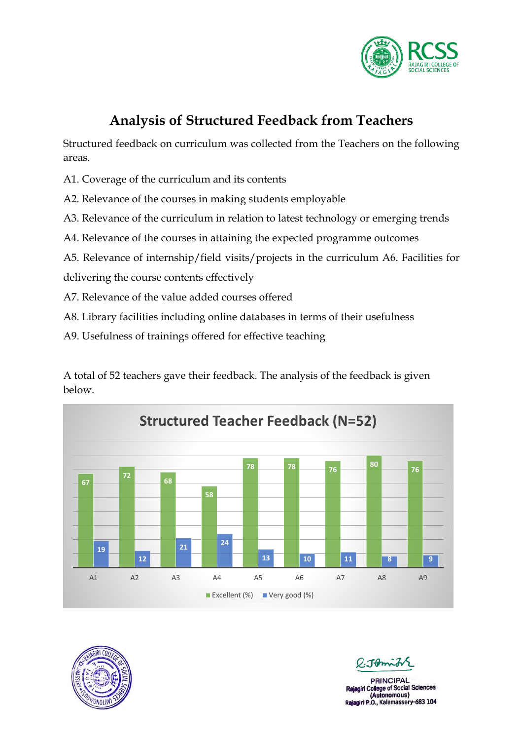# Analysis of Structured Feedback from Teachers

Structured feedback on curriculum was collected from the Teachers on the following areas.

A1. Coverage of the curriculum and its contents

A2. Relevance of the courses in making students employable

A3. Relevance of the curriculum in relation to latest technology or emerging trends

A4. Relevance of the courses in attaining the expected programme outcomes

A5. Relevance of internship/field visits/projects in the curriculum A6. Facilities for delivering the course contents effectively

A7. Relevance of the value added courses offered

A8. Library facilities including online databases in terms of their usefulness

A9. Usefulness of trainings offered for effective teaching

A total of 52 teachers gave their feedback. The analysis of the feedback is given below.

**Structured Teacher Feedback (N=52)**

| | A1 | A2 | A3 | A4 | A5 | A6 | A7 | A8 | A9 |
|---|---|---|---|---|---|---|---|---|---|
| Excellent (%) | 67 | 72 | 68 | 58 | 78 | 78 | 76 | 80 | 76 |
| Very good (%) | 19 | 12 | 21 | 24 | 13 | 10 | 11 | 8 | 9 |

PRINCIPAL
Rajagiri College of Social Sciences
(Autonomous)
Rajagiri P.O., Kalamassery-683 104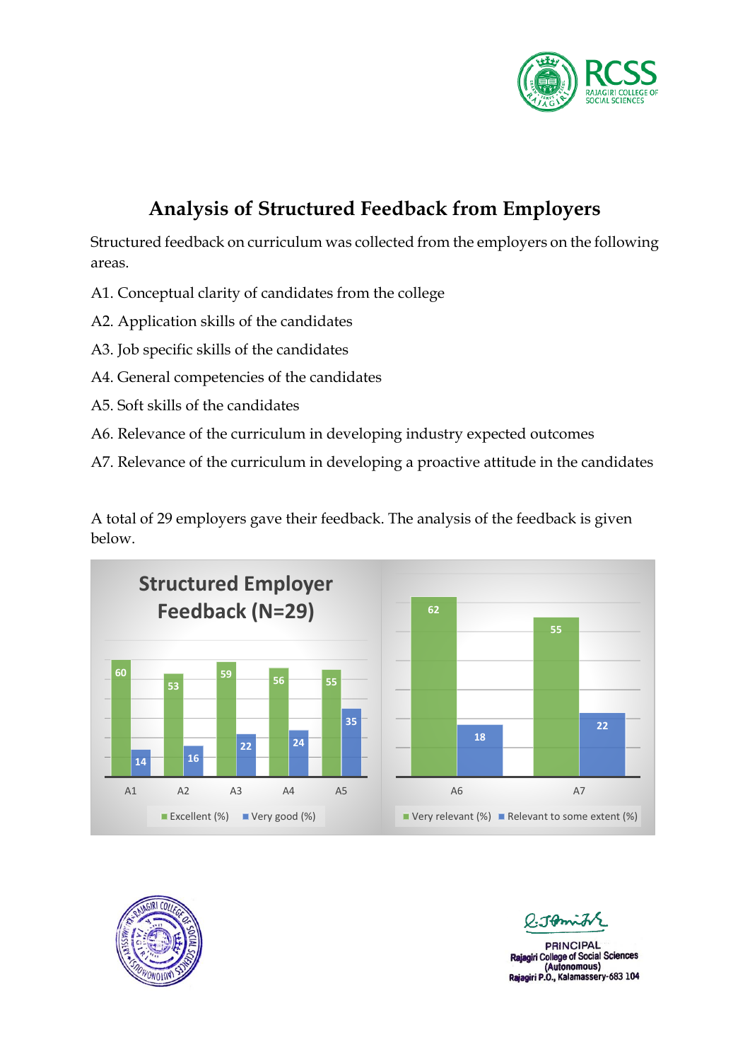# Analysis of Structured Feedback from Employers

Structured feedback on curriculum was collected from the employers on the following areas.

A1. Conceptual clarity of candidates from the college

A2. Application skills of the candidates

A3. Job specific skills of the candidates

A4. General competencies of the candidates

A5. Soft skills of the candidates

A6. Relevance of the curriculum in developing industry expected outcomes

A7. Relevance of the curriculum in developing a proactive attitude in the candidates

A total of 29 employers gave their feedback. The analysis of the feedback is given below.

**Structured Employer Feedback (N=29)**

| Area | Excellent (%) | Very good (%) |
|---|---|---|
| A1 | 60 | 14 |
| A2 | 53 | 16 |
| A3 | 59 | 22 |
| A4 | 56 | 24 |
| A5 | 55 | 35 |

| Area | Very relevant (%) | Relevant to some extent (%) |
|---|---|---|
| A6 | 62 | 18 |
| A7 | 55 | 22 |

PRINCIPAL
Rajagiri College of Social Sciences
(Autonomous)
Rajagiri P.O., Kalamassery-683 104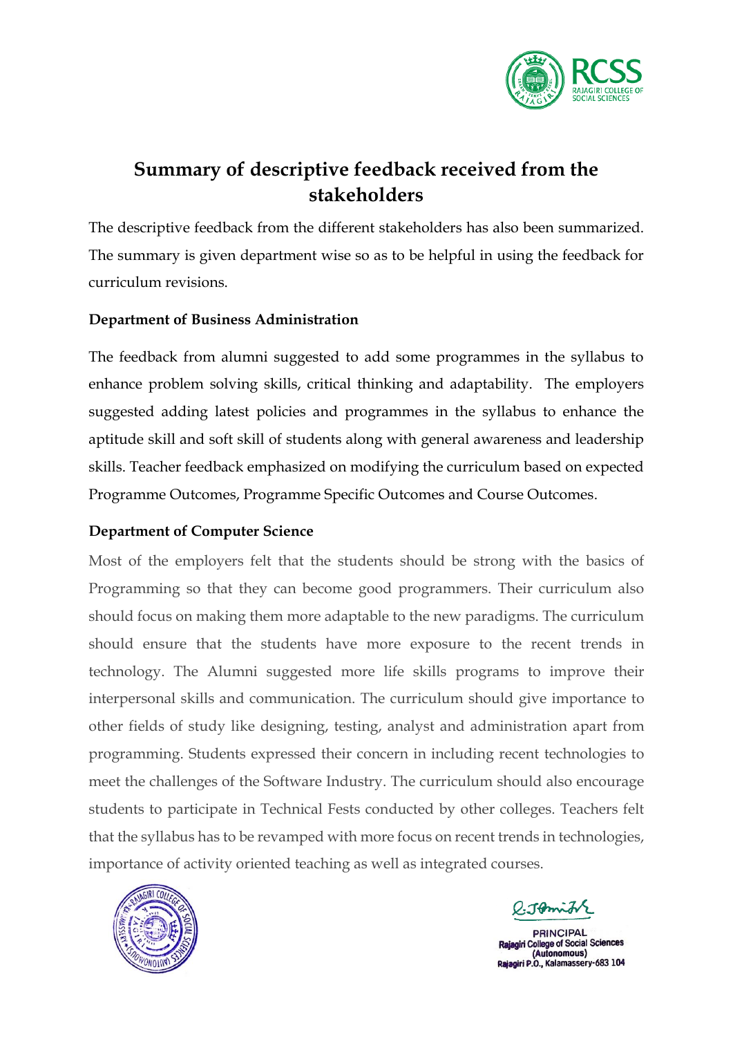# Summary of descriptive feedback received from the stakeholders

The descriptive feedback from the different stakeholders has also been summarized. The summary is given department wise so as to be helpful in using the feedback for curriculum revisions.

**Department of Business Administration**

The feedback from alumni suggested to add some programmes in the syllabus to enhance problem solving skills, critical thinking and adaptability. The employers suggested adding latest policies and programmes in the syllabus to enhance the aptitude skill and soft skill of students along with general awareness and leadership skills. Teacher feedback emphasized on modifying the curriculum based on expected Programme Outcomes, Programme Specific Outcomes and Course Outcomes.

**Department of Computer Science**

Most of the employers felt that the students should be strong with the basics of Programming so that they can become good programmers. Their curriculum also should focus on making them more adaptable to the new paradigms. The curriculum should ensure that the students have more exposure to the recent trends in technology. The Alumni suggested more life skills programs to improve their interpersonal skills and communication. The curriculum should give importance to other fields of study like designing, testing, analyst and administration apart from programming. Students expressed their concern in including recent technologies to meet the challenges of the Software Industry. The curriculum should also encourage students to participate in Technical Fests conducted by other colleges. Teachers felt that the syllabus has to be revamped with more focus on recent trends in technologies, importance of activity oriented teaching as well as integrated courses.

PRINCIPAL
Rajagiri College of Social Sciences
(Autonomous)
Rajagiri P.O., Kalamassery-683 104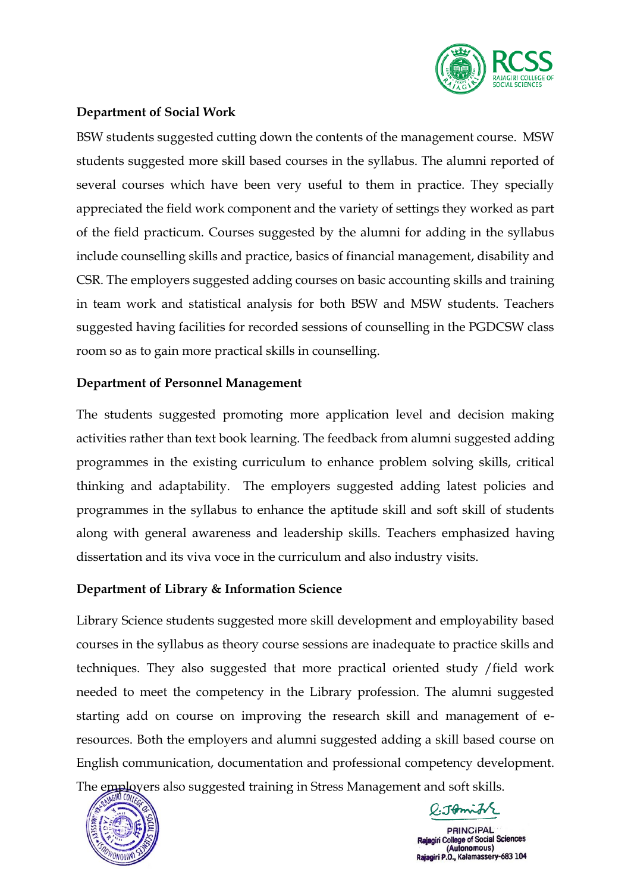**Department of Social Work**

BSW students suggested cutting down the contents of the management course. MSW students suggested more skill based courses in the syllabus. The alumni reported of several courses which have been very useful to them in practice. They specially appreciated the field work component and the variety of settings they worked as part of the field practicum. Courses suggested by the alumni for adding in the syllabus include counselling skills and practice, basics of financial management, disability and CSR. The employers suggested adding courses on basic accounting skills and training in team work and statistical analysis for both BSW and MSW students. Teachers suggested having facilities for recorded sessions of counselling in the PGDCSW class room so as to gain more practical skills in counselling.

**Department of Personnel Management**

The students suggested promoting more application level and decision making activities rather than text book learning. The feedback from alumni suggested adding programmes in the existing curriculum to enhance problem solving skills, critical thinking and adaptability. The employers suggested adding latest policies and programmes in the syllabus to enhance the aptitude skill and soft skill of students along with general awareness and leadership skills. Teachers emphasized having dissertation and its viva voce in the curriculum and also industry visits.

**Department of Library & Information Science**

Library Science students suggested more skill development and employability based courses in the syllabus as theory course sessions are inadequate to practice skills and techniques. They also suggested that more practical oriented study /field work needed to meet the competency in the Library profession. The alumni suggested starting add on course on improving the research skill and management of e-resources. Both the employers and alumni suggested adding a skill based course on English communication, documentation and professional competency development. The employers also suggested training in Stress Management and soft skills.

PRINCIPAL
Rajagiri College of Social Sciences
(Autonomous)
Rajagiri P.O., Kalamassery-683 104